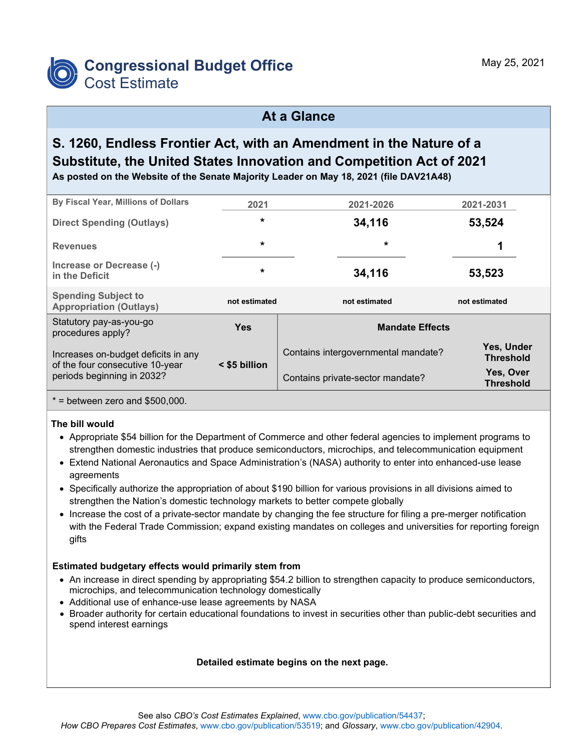# Congressional Budget Office
## Cost Estimate

May 25, 2021

## At a Glance

### S. 1260, Endless Frontier Act, with an Amendment in the Nature of a Substitute, the United States Innovation and Competition Act of 2021

**As posted on the Website of the Senate Majority Leader on May 18, 2021 (file DAV21A48)**

| By Fiscal Year, Millions of Dollars | 2021 | 2021-2026 | 2021-2031 |
|---|---|---|---|
| Direct Spending (Outlays) | * | 34,116 | 53,524 |
| Revenues | * | * | 1 |
| Increase or Decrease (-) in the Deficit | * | 34,116 | 53,523 |
| Spending Subject to Appropriation (Outlays) | not estimated | not estimated | not estimated |

| | | Mandate Effects | |
|---|---|---|---|
| Statutory pay-as-you-go procedures apply? | Yes | Contains intergovernmental mandate? | Yes, Under Threshold |
| Increases on-budget deficits in any of the four consecutive 10-year periods beginning in 2032? | < $5 billion | Contains private-sector mandate? | Yes, Over Threshold |

* = between zero and $500,000.

**The bill would**

- Appropriate $54 billion for the Department of Commerce and other federal agencies to implement programs to strengthen domestic industries that produce semiconductors, microchips, and telecommunication equipment
- Extend National Aeronautics and Space Administration's (NASA) authority to enter into enhanced-use lease agreements
- Specifically authorize the appropriation of about $190 billion for various provisions in all divisions aimed to strengthen the Nation's domestic technology markets to better compete globally
- Increase the cost of a private-sector mandate by changing the fee structure for filing a pre-merger notification with the Federal Trade Commission; expand existing mandates on colleges and universities for reporting foreign gifts

**Estimated budgetary effects would primarily stem from**

- An increase in direct spending by appropriating $54.2 billion to strengthen capacity to produce semiconductors, microchips, and telecommunication technology domestically
- Additional use of enhance-use lease agreements by NASA
- Broader authority for certain educational foundations to invest in securities other than public-debt securities and spend interest earnings

**Detailed estimate begins on the next page.**

See also *CBO's Cost Estimates Explained*, www.cbo.gov/publication/54437; *How CBO Prepares Cost Estimates*, www.cbo.gov/publication/53519; and *Glossary*, www.cbo.gov/publication/42904.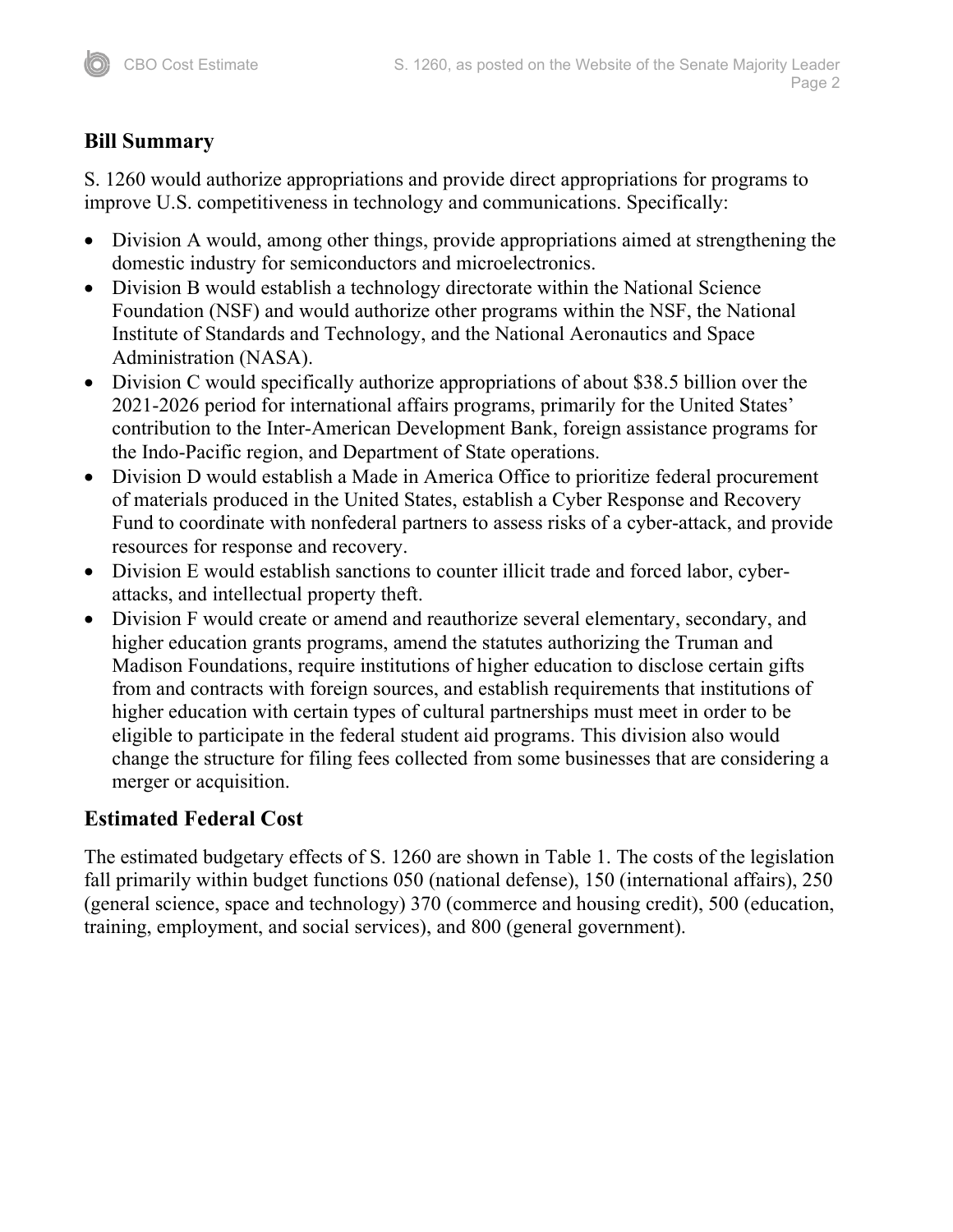## Bill Summary

S. 1260 would authorize appropriations and provide direct appropriations for programs to improve U.S. competitiveness in technology and communications. Specifically:

- Division A would, among other things, provide appropriations aimed at strengthening the domestic industry for semiconductors and microelectronics.
- Division B would establish a technology directorate within the National Science Foundation (NSF) and would authorize other programs within the NSF, the National Institute of Standards and Technology, and the National Aeronautics and Space Administration (NASA).
- Division C would specifically authorize appropriations of about $38.5 billion over the 2021-2026 period for international affairs programs, primarily for the United States' contribution to the Inter-American Development Bank, foreign assistance programs for the Indo-Pacific region, and Department of State operations.
- Division D would establish a Made in America Office to prioritize federal procurement of materials produced in the United States, establish a Cyber Response and Recovery Fund to coordinate with nonfederal partners to assess risks of a cyber-attack, and provide resources for response and recovery.
- Division E would establish sanctions to counter illicit trade and forced labor, cyber-attacks, and intellectual property theft.
- Division F would create or amend and reauthorize several elementary, secondary, and higher education grants programs, amend the statutes authorizing the Truman and Madison Foundations, require institutions of higher education to disclose certain gifts from and contracts with foreign sources, and establish requirements that institutions of higher education with certain types of cultural partnerships must meet in order to be eligible to participate in the federal student aid programs. This division also would change the structure for filing fees collected from some businesses that are considering a merger or acquisition.

## Estimated Federal Cost

The estimated budgetary effects of S. 1260 are shown in Table 1. The costs of the legislation fall primarily within budget functions 050 (national defense), 150 (international affairs), 250 (general science, space and technology) 370 (commerce and housing credit), 500 (education, training, employment, and social services), and 800 (general government).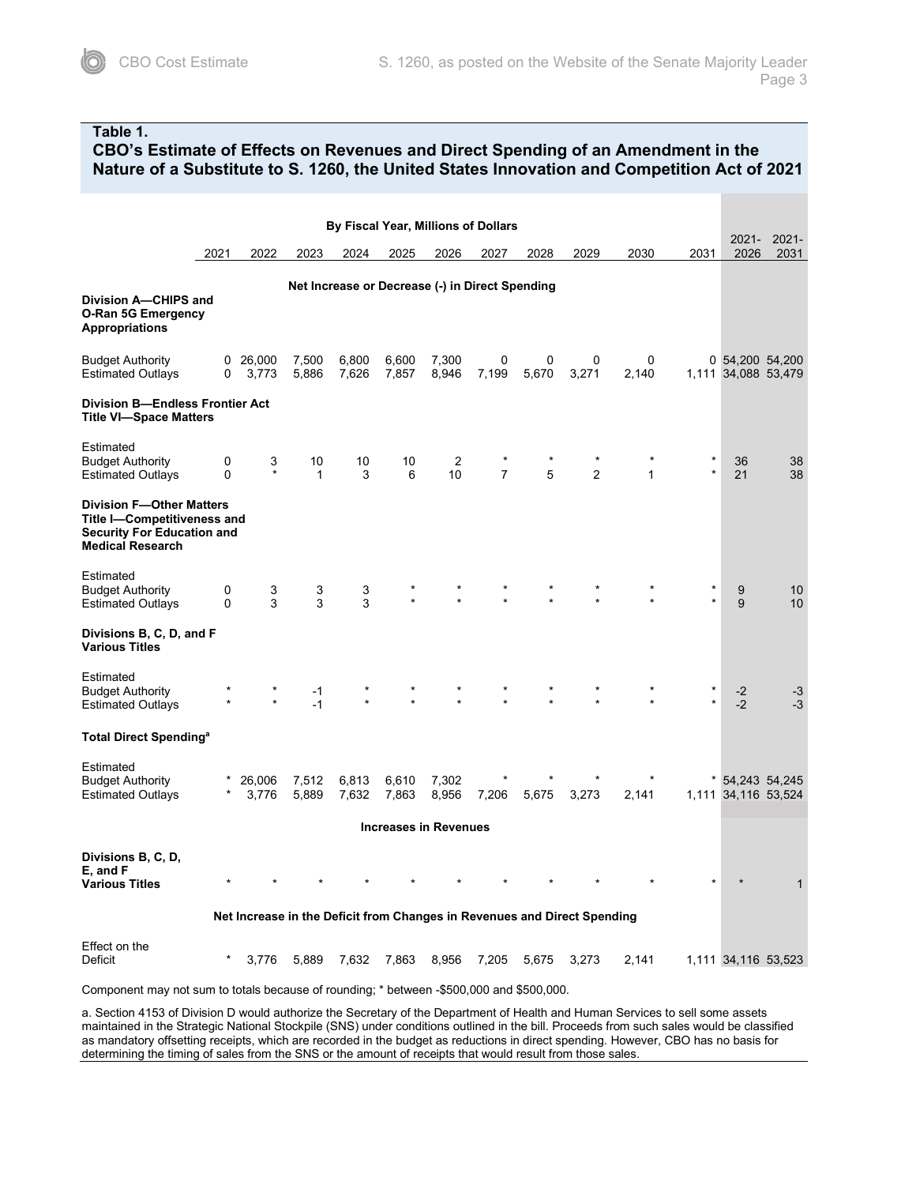**Table 1.**
**CBO's Estimate of Effects on Revenues and Direct Spending of an Amendment in the Nature of a Substitute to S. 1260, the United States Innovation and Competition Act of 2021**

| | By Fiscal Year, Millions of Dollars | | | | | | | | | | | | |
|---|---|---|---|---|---|---|---|---|---|---|---|---|---|
| | 2021 | 2022 | 2023 | 2024 | 2025 | 2026 | 2027 | 2028 | 2029 | 2030 | 2031 | 2021-2026 | 2021-2031 |
| **Net Increase or Decrease (-) in Direct Spending** | | | | | | | | | | | | | |
| **Division A—CHIPS and O-Ran 5G Emergency Appropriations** | | | | | | | | | | | | | |
| Budget Authority | 0 | 26,000 | 7,500 | 6,800 | 6,600 | 7,300 | 0 | 0 | 0 | 0 | 0 | 54,200 | 54,200 |
| Estimated Outlays | 0 | 3,773 | 5,886 | 7,626 | 7,857 | 8,946 | 7,199 | 5,670 | 3,271 | 2,140 | 1,111 | 34,088 | 53,479 |
| **Division B—Endless Frontier Act Title VI—Space Matters** | | | | | | | | | | | | | |
| Estimated Budget Authority | 0 | 3 | 10 | 10 | 10 | 2 | * | * | * | * | * | 36 | 38 |
| Estimated Outlays | 0 | * | 1 | 3 | 6 | 10 | 7 | 5 | 2 | 1 | * | 21 | 38 |
| **Division F—Other Matters Title I—Competitiveness and Security For Education and Medical Research** | | | | | | | | | | | | | |
| Estimated Budget Authority | 0 | 3 | 3 | 3 | * | * | * | * | * | * | * | 9 | 10 |
| Estimated Outlays | 0 | 3 | 3 | 3 | * | * | * | * | * | * | * | 9 | 10 |
| **Divisions B, C, D, and F Various Titles** | | | | | | | | | | | | | |
| Estimated Budget Authority | * | * | -1 | * | * | * | * | * | * | * | * | -2 | -3 |
| Estimated Outlays | * | * | -1 | * | * | * | * | * | * | * | * | -2 | -3 |
| **Total Direct Spending**[a] | | | | | | | | | | | | | |
| Estimated Budget Authority | * | 26,006 | 7,512 | 6,813 | 6,610 | 7,302 | * | * | * | * | * | 54,243 | 54,245 |
| Estimated Outlays | * | 3,776 | 5,889 | 7,632 | 7,863 | 8,956 | 7,206 | 5,675 | 3,273 | 2,141 | 1,111 | 34,116 | 53,524 |
| **Increases in Revenues** | | | | | | | | | | | | | |
| **Divisions B, C, D, E, and F Various Titles** | * | * | * | * | * | * | * | * | * | * | * | * | 1 |
| **Net Increase in the Deficit from Changes in Revenues and Direct Spending** | | | | | | | | | | | | | |
| Effect on the Deficit | * | 3,776 | 5,889 | 7,632 | 7,863 | 8,956 | 7,205 | 5,675 | 3,273 | 2,141 | 1,111 | 34,116 | 53,523 |

Component may not sum to totals because of rounding; * between -$500,000 and $500,000.

a. Section 4153 of Division D would authorize the Secretary of the Department of Health and Human Services to sell some assets maintained in the Strategic National Stockpile (SNS) under conditions outlined in the bill. Proceeds from such sales would be classified as mandatory offsetting receipts, which are recorded in the budget as reductions in direct spending. However, CBO has no basis for determining the timing of sales from the SNS or the amount of receipts that would result from those sales.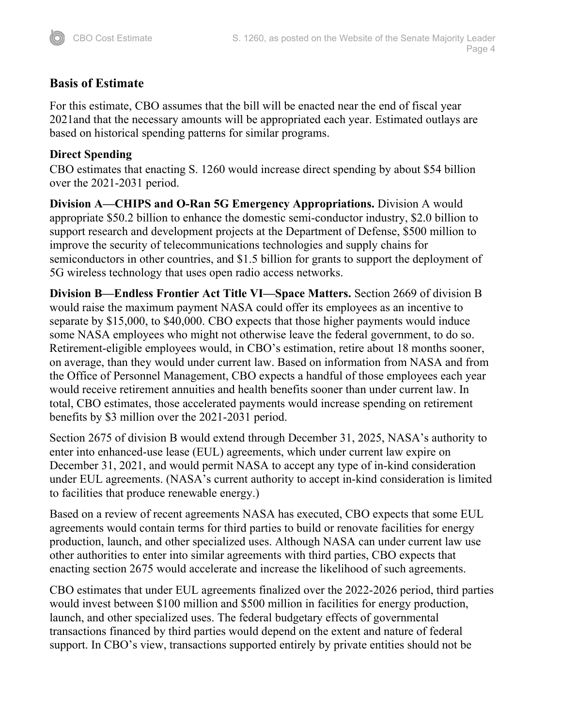## Basis of Estimate

For this estimate, CBO assumes that the bill will be enacted near the end of fiscal year 2021and that the necessary amounts will be appropriated each year. Estimated outlays are based on historical spending patterns for similar programs.

### Direct Spending

CBO estimates that enacting S. 1260 would increase direct spending by about $54 billion over the 2021-2031 period.

**Division A—CHIPS and O-Ran 5G Emergency Appropriations.** Division A would appropriate $50.2 billion to enhance the domestic semi-conductor industry, $2.0 billion to support research and development projects at the Department of Defense, $500 million to improve the security of telecommunications technologies and supply chains for semiconductors in other countries, and $1.5 billion for grants to support the deployment of 5G wireless technology that uses open radio access networks.

**Division B—Endless Frontier Act Title VI—Space Matters.** Section 2669 of division B would raise the maximum payment NASA could offer its employees as an incentive to separate by $15,000, to $40,000. CBO expects that those higher payments would induce some NASA employees who might not otherwise leave the federal government, to do so. Retirement-eligible employees would, in CBO's estimation, retire about 18 months sooner, on average, than they would under current law. Based on information from NASA and from the Office of Personnel Management, CBO expects a handful of those employees each year would receive retirement annuities and health benefits sooner than under current law. In total, CBO estimates, those accelerated payments would increase spending on retirement benefits by $3 million over the 2021-2031 period.

Section 2675 of division B would extend through December 31, 2025, NASA's authority to enter into enhanced-use lease (EUL) agreements, which under current law expire on December 31, 2021, and would permit NASA to accept any type of in-kind consideration under EUL agreements. (NASA's current authority to accept in-kind consideration is limited to facilities that produce renewable energy.)

Based on a review of recent agreements NASA has executed, CBO expects that some EUL agreements would contain terms for third parties to build or renovate facilities for energy production, launch, and other specialized uses. Although NASA can under current law use other authorities to enter into similar agreements with third parties, CBO expects that enacting section 2675 would accelerate and increase the likelihood of such agreements.

CBO estimates that under EUL agreements finalized over the 2022-2026 period, third parties would invest between $100 million and $500 million in facilities for energy production, launch, and other specialized uses. The federal budgetary effects of governmental transactions financed by third parties would depend on the extent and nature of federal support. In CBO's view, transactions supported entirely by private entities should not be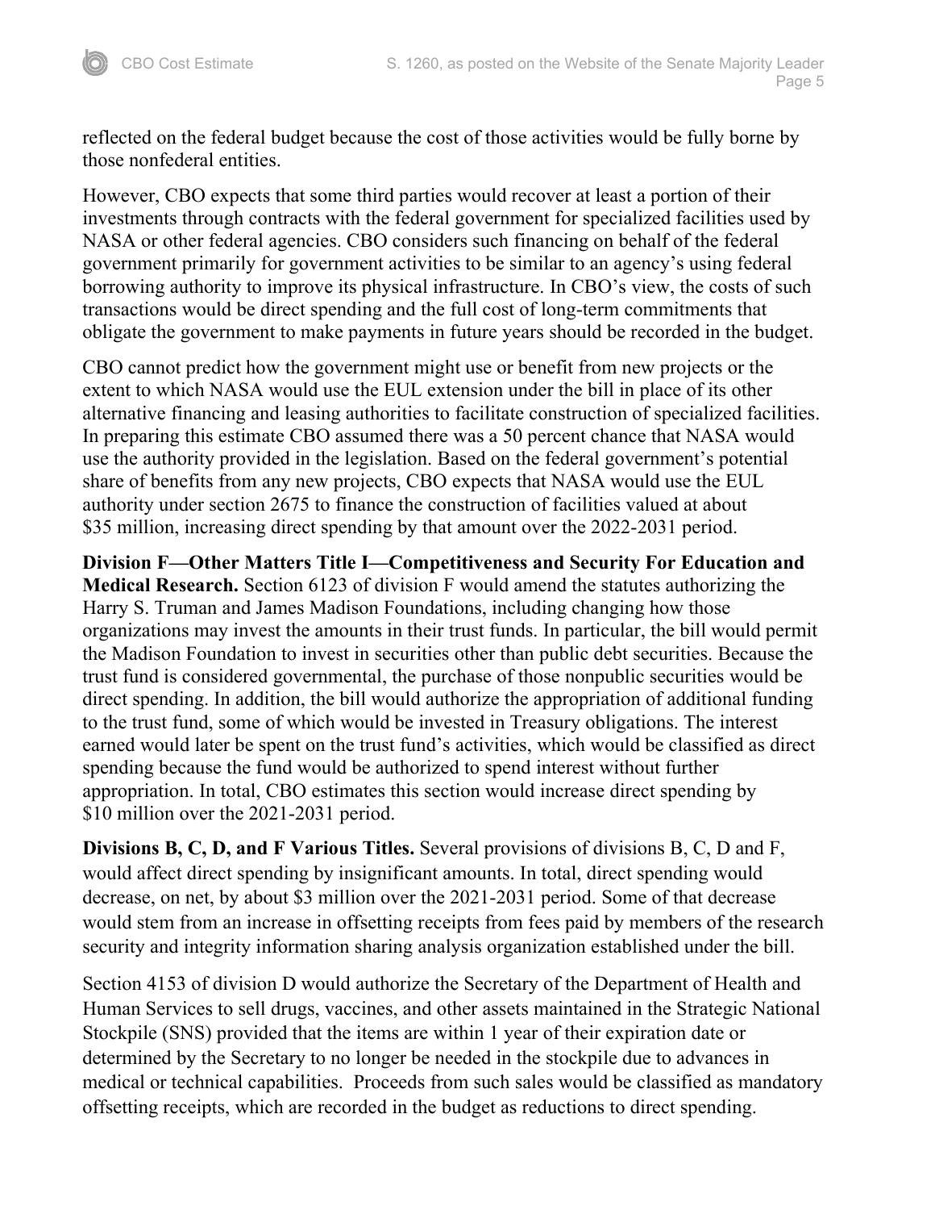reflected on the federal budget because the cost of those activities would be fully borne by those nonfederal entities.

However, CBO expects that some third parties would recover at least a portion of their investments through contracts with the federal government for specialized facilities used by NASA or other federal agencies. CBO considers such financing on behalf of the federal government primarily for government activities to be similar to an agency's using federal borrowing authority to improve its physical infrastructure. In CBO's view, the costs of such transactions would be direct spending and the full cost of long-term commitments that obligate the government to make payments in future years should be recorded in the budget.

CBO cannot predict how the government might use or benefit from new projects or the extent to which NASA would use the EUL extension under the bill in place of its other alternative financing and leasing authorities to facilitate construction of specialized facilities. In preparing this estimate CBO assumed there was a 50 percent chance that NASA would use the authority provided in the legislation. Based on the federal government's potential share of benefits from any new projects, CBO expects that NASA would use the EUL authority under section 2675 to finance the construction of facilities valued at about $35 million, increasing direct spending by that amount over the 2022-2031 period.

**Division F—Other Matters Title I—Competitiveness and Security For Education and Medical Research.** Section 6123 of division F would amend the statutes authorizing the Harry S. Truman and James Madison Foundations, including changing how those organizations may invest the amounts in their trust funds. In particular, the bill would permit the Madison Foundation to invest in securities other than public debt securities. Because the trust fund is considered governmental, the purchase of those nonpublic securities would be direct spending. In addition, the bill would authorize the appropriation of additional funding to the trust fund, some of which would be invested in Treasury obligations. The interest earned would later be spent on the trust fund's activities, which would be classified as direct spending because the fund would be authorized to spend interest without further appropriation. In total, CBO estimates this section would increase direct spending by $10 million over the 2021-2031 period.

**Divisions B, C, D, and F Various Titles.** Several provisions of divisions B, C, D and F, would affect direct spending by insignificant amounts. In total, direct spending would decrease, on net, by about $3 million over the 2021-2031 period. Some of that decrease would stem from an increase in offsetting receipts from fees paid by members of the research security and integrity information sharing analysis organization established under the bill.

Section 4153 of division D would authorize the Secretary of the Department of Health and Human Services to sell drugs, vaccines, and other assets maintained in the Strategic National Stockpile (SNS) provided that the items are within 1 year of their expiration date or determined by the Secretary to no longer be needed in the stockpile due to advances in medical or technical capabilities. Proceeds from such sales would be classified as mandatory offsetting receipts, which are recorded in the budget as reductions to direct spending.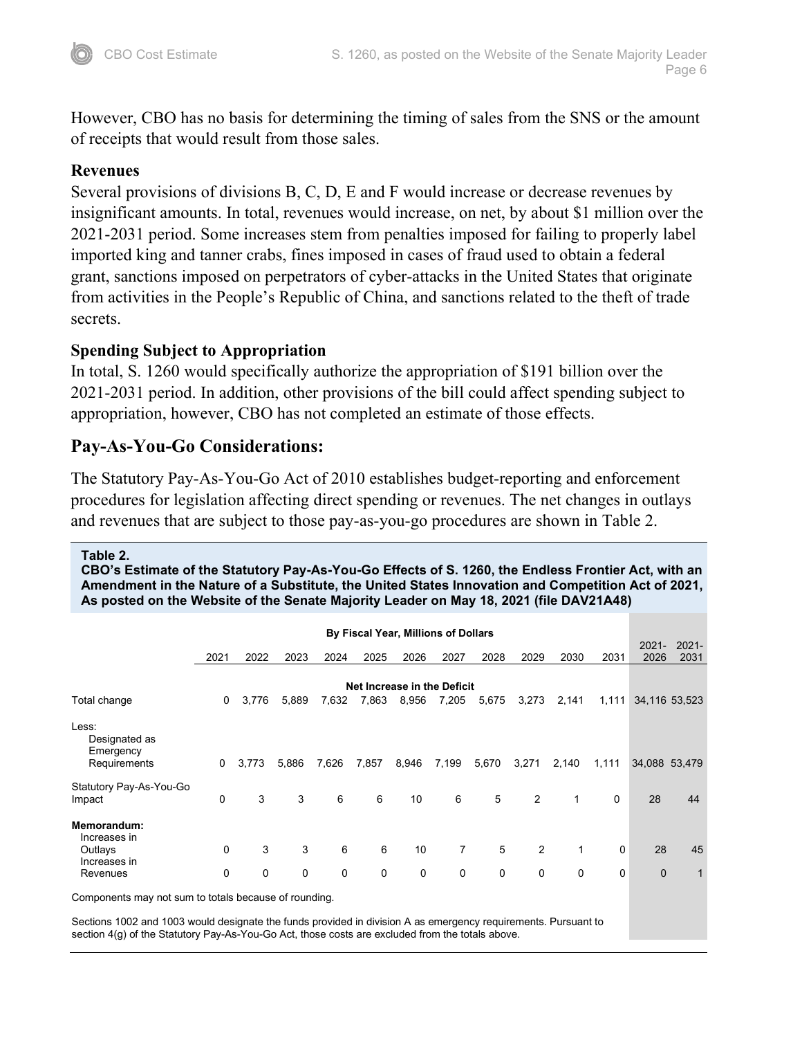However, CBO has no basis for determining the timing of sales from the SNS or the amount of receipts that would result from those sales.

### Revenues

Several provisions of divisions B, C, D, E and F would increase or decrease revenues by insignificant amounts. In total, revenues would increase, on net, by about $1 million over the 2021-2031 period. Some increases stem from penalties imposed for failing to properly label imported king and tanner crabs, fines imposed in cases of fraud used to obtain a federal grant, sanctions imposed on perpetrators of cyber-attacks in the United States that originate from activities in the People's Republic of China, and sanctions related to the theft of trade secrets.

### Spending Subject to Appropriation

In total, S. 1260 would specifically authorize the appropriation of $191 billion over the 2021-2031 period. In addition, other provisions of the bill could affect spending subject to appropriation, however, CBO has not completed an estimate of those effects.

## Pay-As-You-Go Considerations:

The Statutory Pay-As-You-Go Act of 2010 establishes budget-reporting and enforcement procedures for legislation affecting direct spending or revenues. The net changes in outlays and revenues that are subject to those pay-as-you-go procedures are shown in Table 2.

**Table 2.**
**CBO's Estimate of the Statutory Pay-As-You-Go Effects of S. 1260, the Endless Frontier Act, with an Amendment in the Nature of a Substitute, the United States Innovation and Competition Act of 2021, As posted on the Website of the Senate Majority Leader on May 18, 2021 (file DAV21A48)**

| | By Fiscal Year, Millions of Dollars | | | | | | | | | | | | |
|---|---|---|---|---|---|---|---|---|---|---|---|---|---|
| | 2021 | 2022 | 2023 | 2024 | 2025 | 2026 | 2027 | 2028 | 2029 | 2030 | 2031 | 2021-2026 | 2021-2031 |
| | Net Increase in the Deficit | | | | | | | | | | | | |
| Total change | 0 | 3,776 | 5,889 | 7,632 | 7,863 | 8,956 | 7,205 | 5,675 | 3,273 | 2,141 | 1,111 | 34,116 | 53,523 |
| Less: Designated as Emergency Requirements | 0 | 3,773 | 5,886 | 7,626 | 7,857 | 8,946 | 7,199 | 5,670 | 3,271 | 2,140 | 1,111 | 34,088 | 53,479 |
| Statutory Pay-As-You-Go Impact | 0 | 3 | 3 | 6 | 6 | 10 | 6 | 5 | 2 | 1 | 0 | 28 | 44 |
| **Memorandum:** | | | | | | | | | | | | | |
| Increases in Outlays | 0 | 3 | 3 | 6 | 6 | 10 | 7 | 5 | 2 | 1 | 0 | 28 | 45 |
| Increases in Revenues | 0 | 0 | 0 | 0 | 0 | 0 | 0 | 0 | 0 | 0 | 0 | 0 | 1 |

Components may not sum to totals because of rounding.

Sections 1002 and 1003 would designate the funds provided in division A as emergency requirements. Pursuant to section 4(g) of the Statutory Pay-As-You-Go Act, those costs are excluded from the totals above.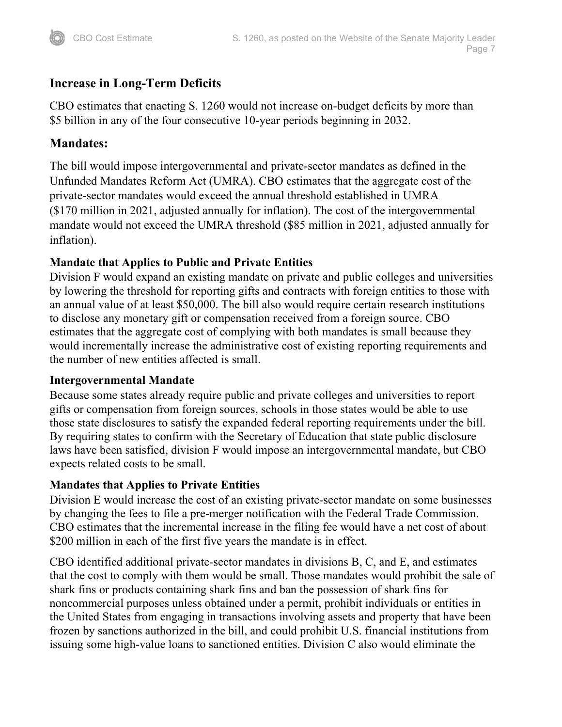## Increase in Long-Term Deficits

CBO estimates that enacting S. 1260 would not increase on-budget deficits by more than $5 billion in any of the four consecutive 10-year periods beginning in 2032.

## Mandates:

The bill would impose intergovernmental and private-sector mandates as defined in the Unfunded Mandates Reform Act (UMRA). CBO estimates that the aggregate cost of the private-sector mandates would exceed the annual threshold established in UMRA ($170 million in 2021, adjusted annually for inflation). The cost of the intergovernmental mandate would not exceed the UMRA threshold ($85 million in 2021, adjusted annually for inflation).

### Mandate that Applies to Public and Private Entities

Division F would expand an existing mandate on private and public colleges and universities by lowering the threshold for reporting gifts and contracts with foreign entities to those with an annual value of at least $50,000. The bill also would require certain research institutions to disclose any monetary gift or compensation received from a foreign source. CBO estimates that the aggregate cost of complying with both mandates is small because they would incrementally increase the administrative cost of existing reporting requirements and the number of new entities affected is small.

### Intergovernmental Mandate

Because some states already require public and private colleges and universities to report gifts or compensation from foreign sources, schools in those states would be able to use those state disclosures to satisfy the expanded federal reporting requirements under the bill. By requiring states to confirm with the Secretary of Education that state public disclosure laws have been satisfied, division F would impose an intergovernmental mandate, but CBO expects related costs to be small.

### Mandates that Applies to Private Entities

Division E would increase the cost of an existing private-sector mandate on some businesses by changing the fees to file a pre-merger notification with the Federal Trade Commission. CBO estimates that the incremental increase in the filing fee would have a net cost of about $200 million in each of the first five years the mandate is in effect.

CBO identified additional private-sector mandates in divisions B, C, and E, and estimates that the cost to comply with them would be small. Those mandates would prohibit the sale of shark fins or products containing shark fins and ban the possession of shark fins for noncommercial purposes unless obtained under a permit, prohibit individuals or entities in the United States from engaging in transactions involving assets and property that have been frozen by sanctions authorized in the bill, and could prohibit U.S. financial institutions from issuing some high-value loans to sanctioned entities. Division C also would eliminate the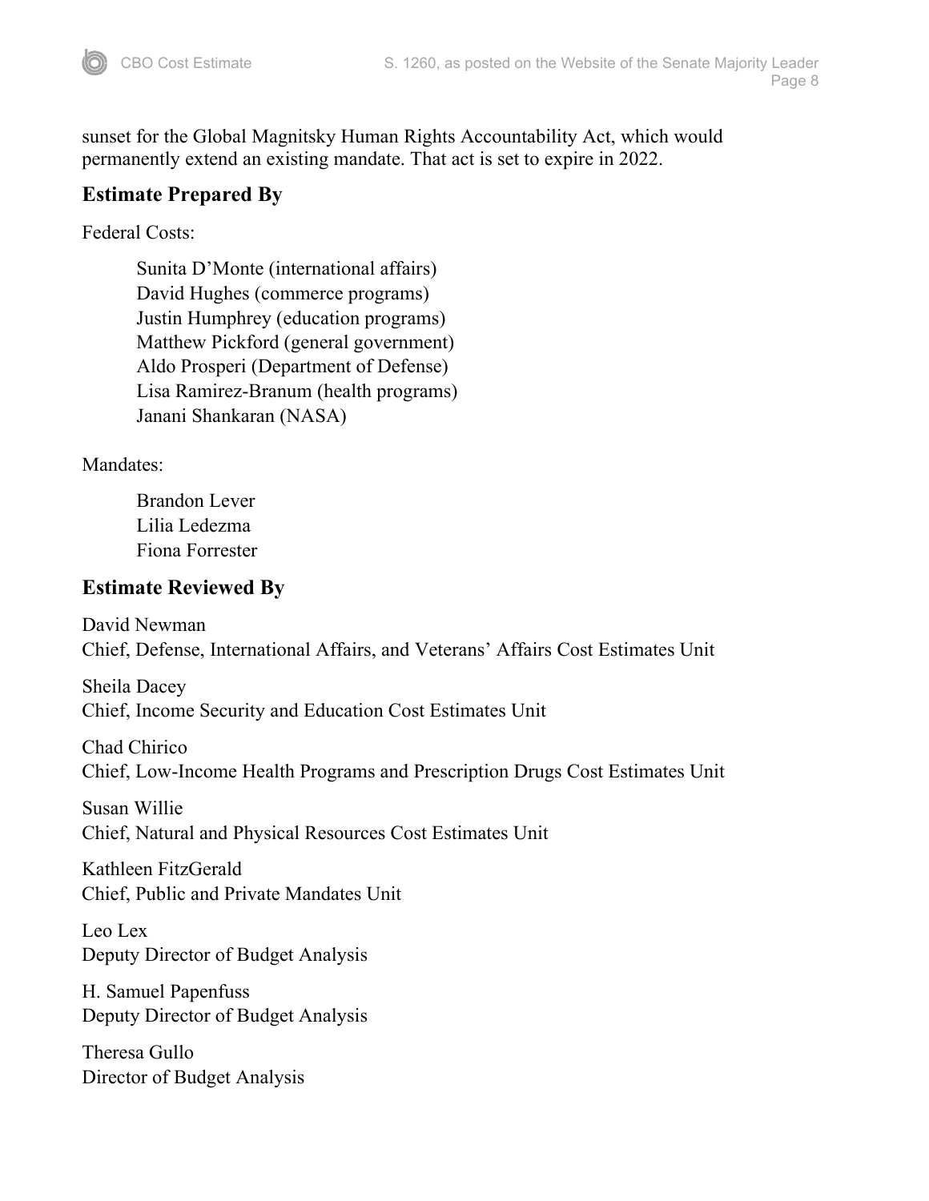sunset for the Global Magnitsky Human Rights Accountability Act, which would permanently extend an existing mandate. That act is set to expire in 2022.

## Estimate Prepared By

Federal Costs:

Sunita D'Monte (international affairs)
David Hughes (commerce programs)
Justin Humphrey (education programs)
Matthew Pickford (general government)
Aldo Prosperi (Department of Defense)
Lisa Ramirez-Branum (health programs)
Janani Shankaran (NASA)

Mandates:

Brandon Lever
Lilia Ledezma
Fiona Forrester

## Estimate Reviewed By

David Newman
Chief, Defense, International Affairs, and Veterans' Affairs Cost Estimates Unit

Sheila Dacey
Chief, Income Security and Education Cost Estimates Unit

Chad Chirico
Chief, Low-Income Health Programs and Prescription Drugs Cost Estimates Unit

Susan Willie
Chief, Natural and Physical Resources Cost Estimates Unit

Kathleen FitzGerald
Chief, Public and Private Mandates Unit

Leo Lex
Deputy Director of Budget Analysis

H. Samuel Papenfuss
Deputy Director of Budget Analysis

Theresa Gullo
Director of Budget Analysis